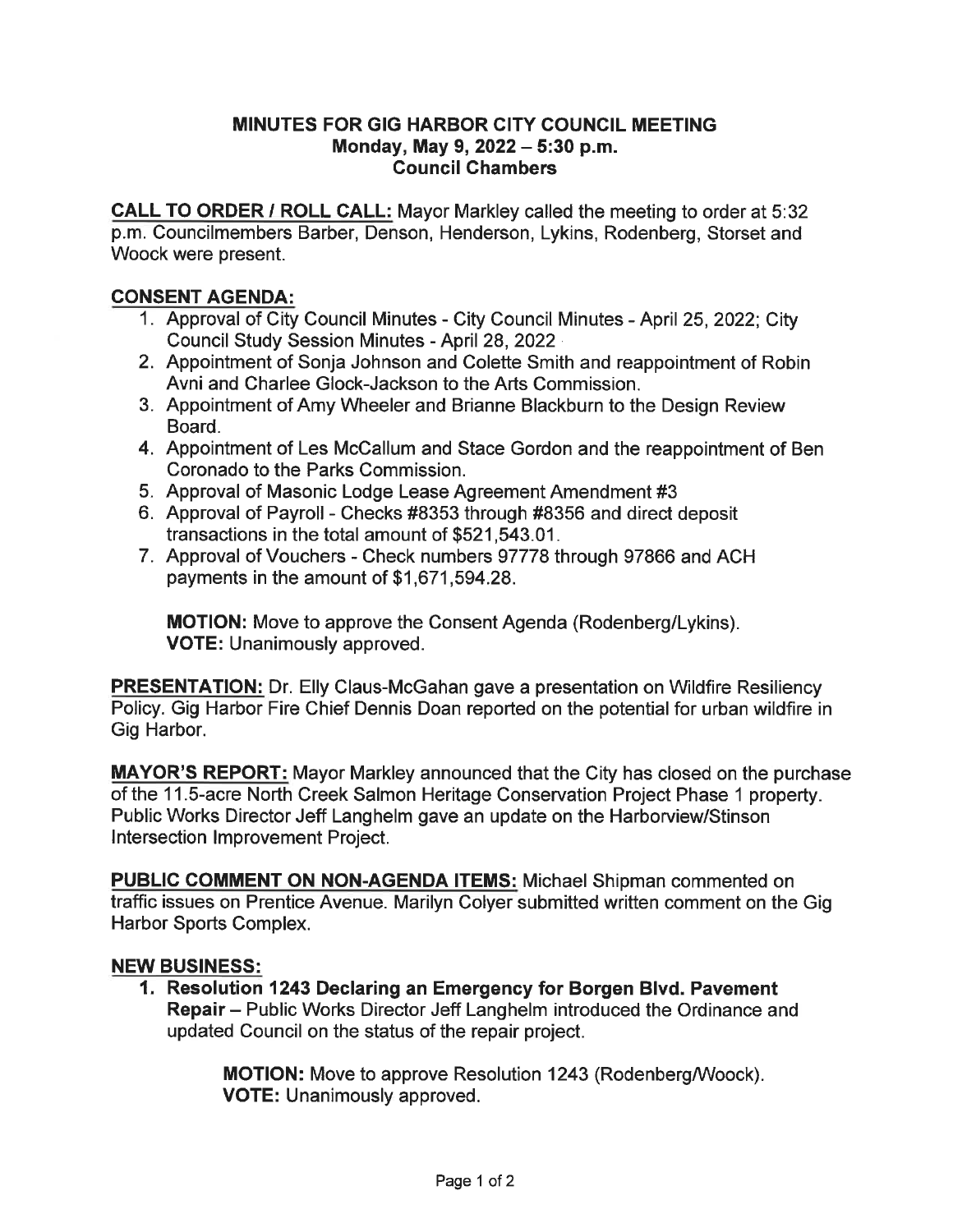**MINUTES FOR GIG HARBOR CITY COUNCIL MEETING**
**Monday, May 9, 2022 – 5:30 p.m.**
**Council Chambers**

**CALL TO ORDER / ROLL CALL:** Mayor Markley called the meeting to order at 5:32 p.m. Councilmembers Barber, Denson, Henderson, Lykins, Rodenberg, Storset and Woock were present.

**CONSENT AGENDA:**

1. Approval of City Council Minutes - City Council Minutes - April 25, 2022; City Council Study Session Minutes - April 28, 2022
2. Appointment of Sonja Johnson and Colette Smith and reappointment of Robin Avni and Charlee Glock-Jackson to the Arts Commission.
3. Appointment of Amy Wheeler and Brianne Blackburn to the Design Review Board.
4. Appointment of Les McCallum and Stace Gordon and the reappointment of Ben Coronado to the Parks Commission.
5. Approval of Masonic Lodge Lease Agreement Amendment #3
6. Approval of Payroll - Checks #8353 through #8356 and direct deposit transactions in the total amount of $521,543.01.
7. Approval of Vouchers - Check numbers 97778 through 97866 and ACH payments in the amount of $1,671,594.28.

**MOTION:** Move to approve the Consent Agenda (Rodenberg/Lykins).
**VOTE:** Unanimously approved.

**PRESENTATION:** Dr. Elly Claus-McGahan gave a presentation on Wildfire Resiliency Policy. Gig Harbor Fire Chief Dennis Doan reported on the potential for urban wildfire in Gig Harbor.

**MAYOR'S REPORT:** Mayor Markley announced that the City has closed on the purchase of the 11.5-acre North Creek Salmon Heritage Conservation Project Phase 1 property. Public Works Director Jeff Langhelm gave an update on the Harborview/Stinson Intersection Improvement Project.

**PUBLIC COMMENT ON NON-AGENDA ITEMS:** Michael Shipman commented on traffic issues on Prentice Avenue. Marilyn Colyer submitted written comment on the Gig Harbor Sports Complex.

**NEW BUSINESS:**

1. **Resolution 1243 Declaring an Emergency for Borgen Blvd. Pavement Repair** – Public Works Director Jeff Langhelm introduced the Ordinance and updated Council on the status of the repair project.

   **MOTION:** Move to approve Resolution 1243 (Rodenberg/Woock).
   **VOTE:** Unanimously approved.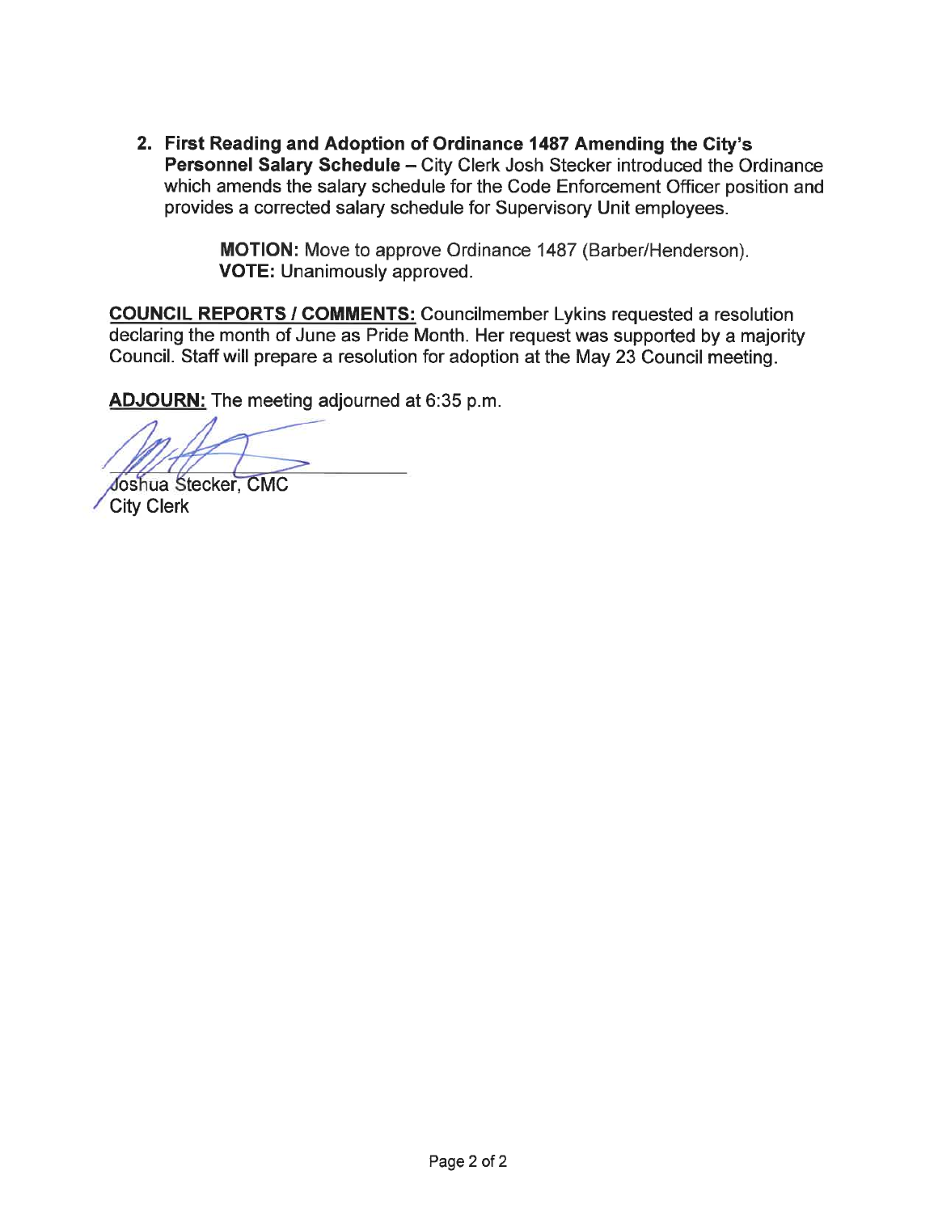2. **First Reading and Adoption of Ordinance 1487 Amending the City's Personnel Salary Schedule** – City Clerk Josh Stecker introduced the Ordinance which amends the salary schedule for the Code Enforcement Officer position and provides a corrected salary schedule for Supervisory Unit employees.

   **MOTION:** Move to approve Ordinance 1487 (Barber/Henderson).
   **VOTE:** Unanimously approved.

**COUNCIL REPORTS / COMMENTS:** Councilmember Lykins requested a resolution declaring the month of June as Pride Month. Her request was supported by a majority Council. Staff will prepare a resolution for adoption at the May 23 Council meeting.

**ADJOURN:** The meeting adjourned at 6:35 p.m.

Joshua Stecker, CMC
City Clerk